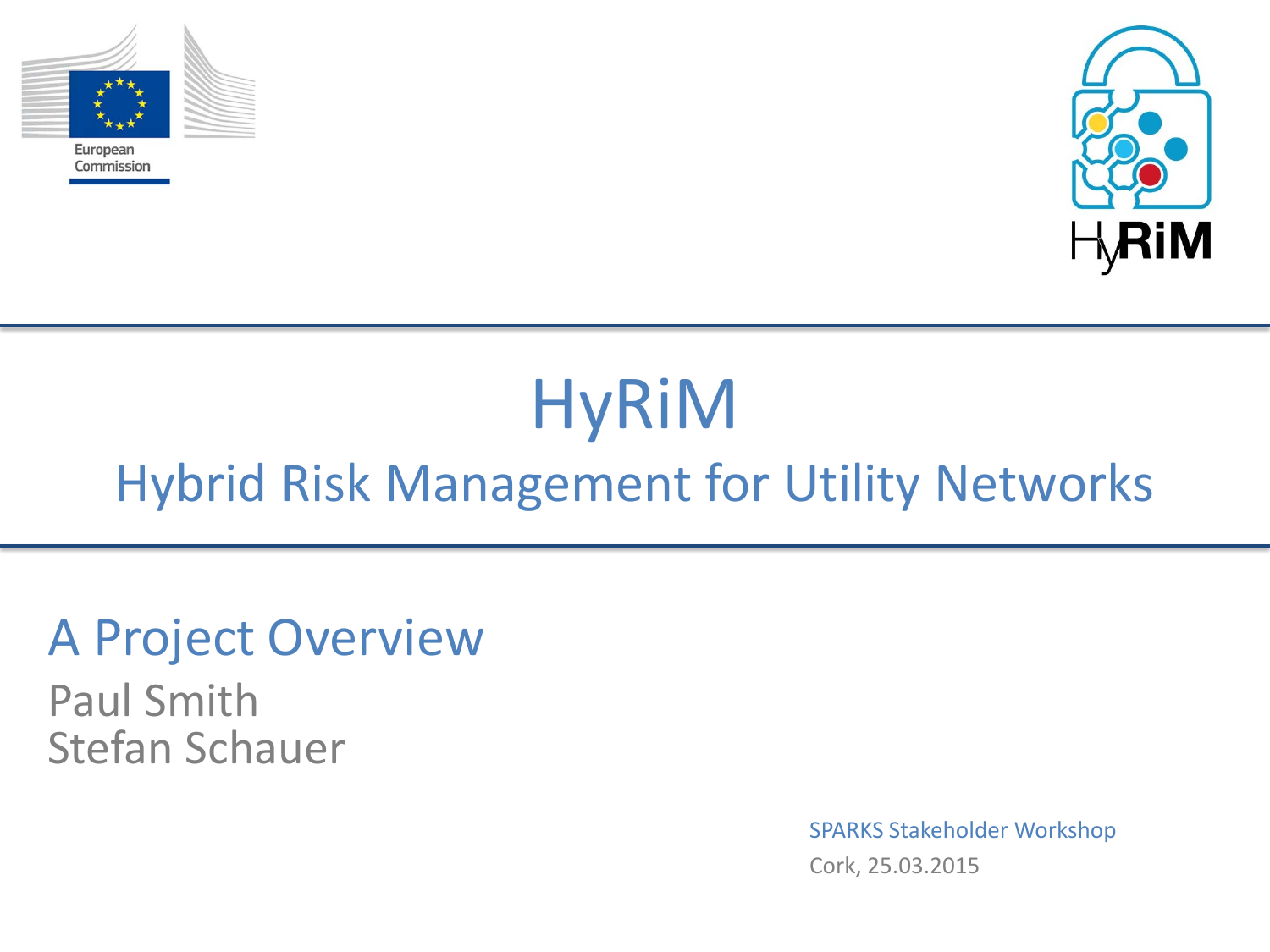European Commission

HyRiM

# HyRiM

## Hybrid Risk Management for Utility Networks

### A Project Overview

Paul Smith
Stefan Schauer

SPARKS Stakeholder Workshop
Cork, 25.03.2015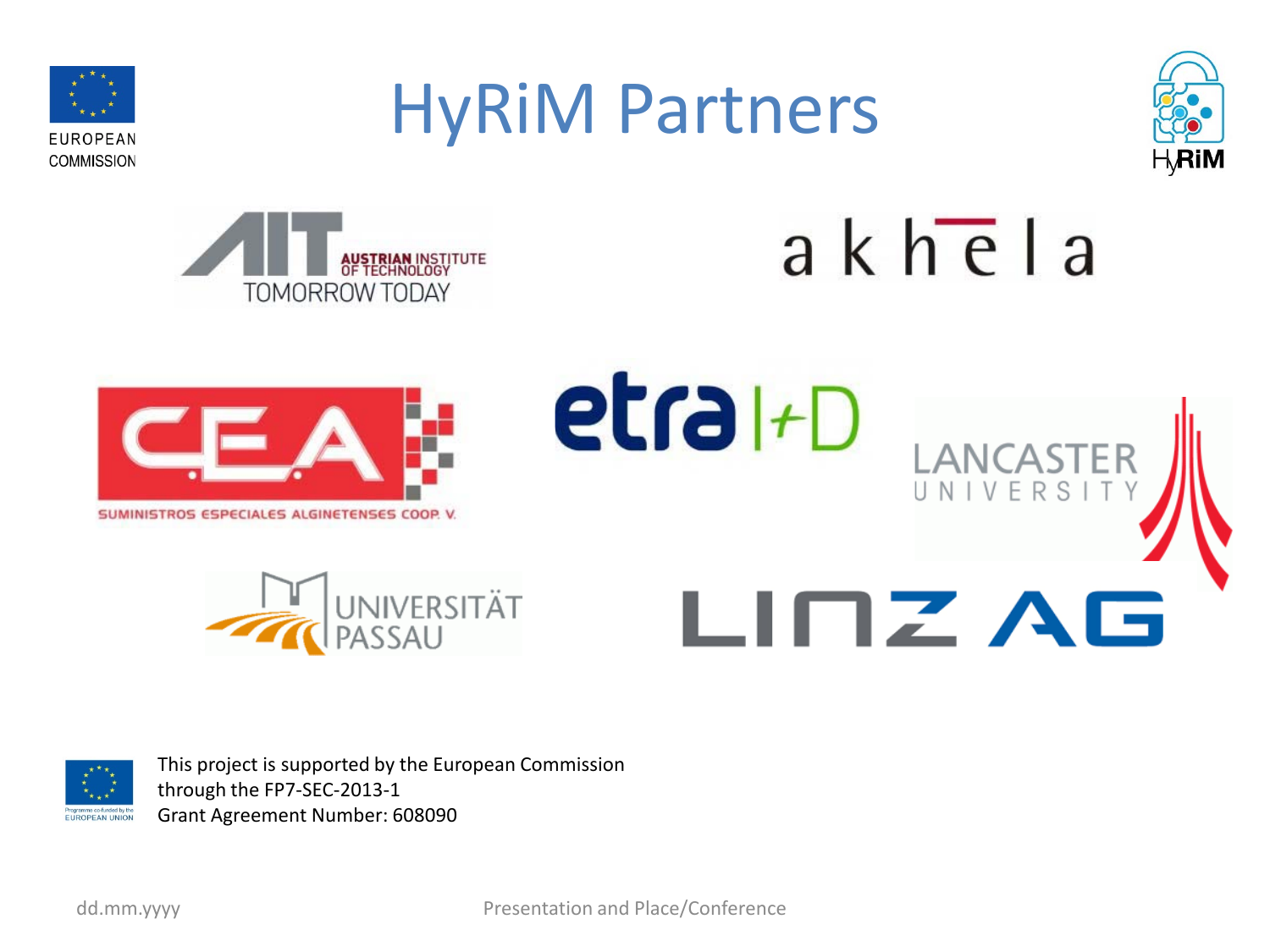# HyRiM Partners

AIT AUSTRIAN INSTITUTE OF TECHNOLOGY TOMORROW TODAY

akhela

C.E.A SUMINISTROS ESPECIALES ALGINETENSES COOP. V.

etra I+D

LANCASTER UNIVERSITY

UNIVERSITÄT PASSAU

LINZ AG

This project is supported by the European Commission through the FP7-SEC-2013-1
Grant Agreement Number: 608090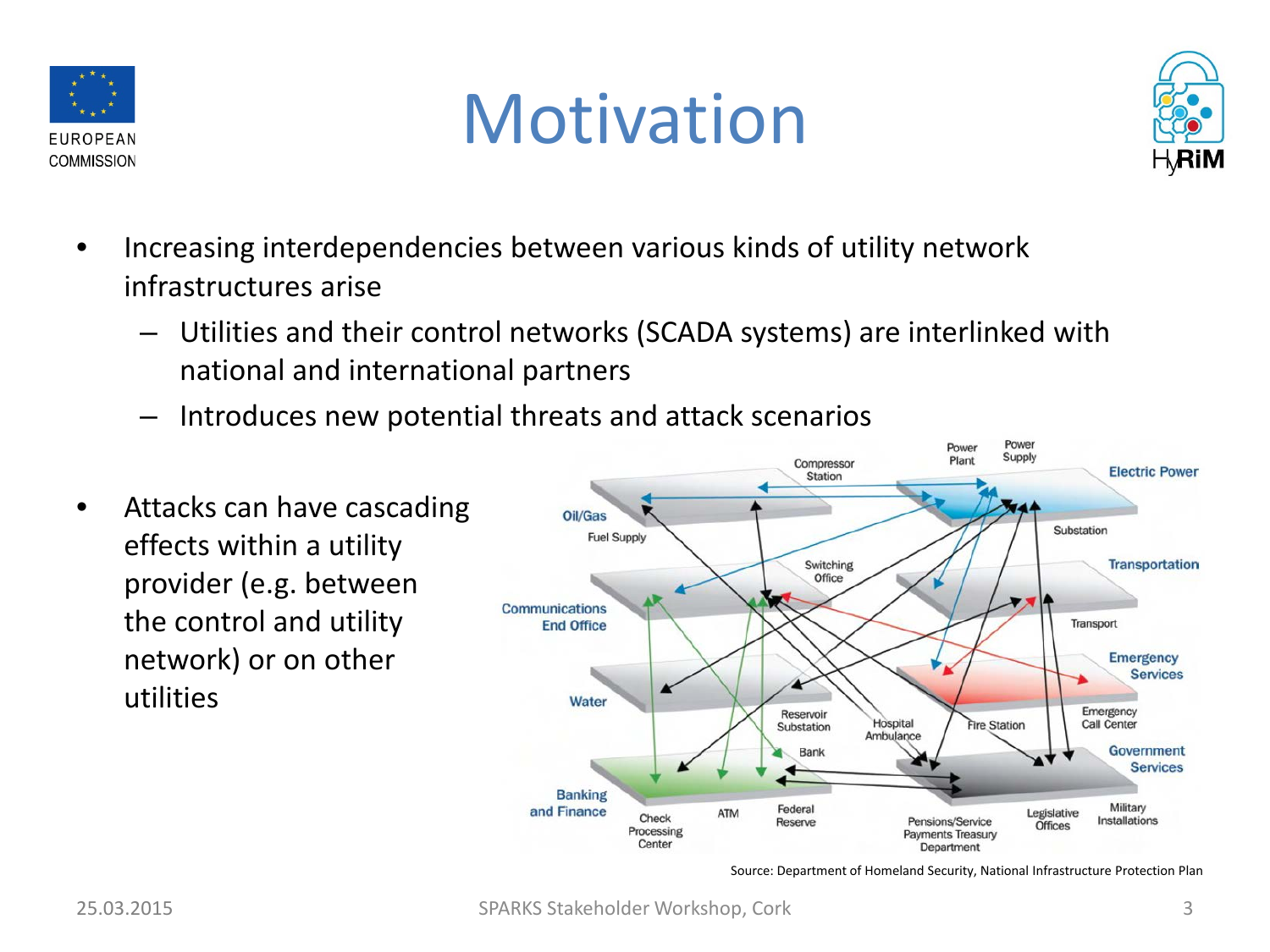# Motivation

- Increasing interdependencies between various kinds of utility network infrastructures arise
  - Utilities and their control networks (SCADA systems) are interlinked with national and international partners
  - Introduces new potential threats and attack scenarios
- Attacks can have cascading effects within a utility provider (e.g. between the control and utility network) or on other utilities

Source: Department of Homeland Security, National Infrastructure Protection Plan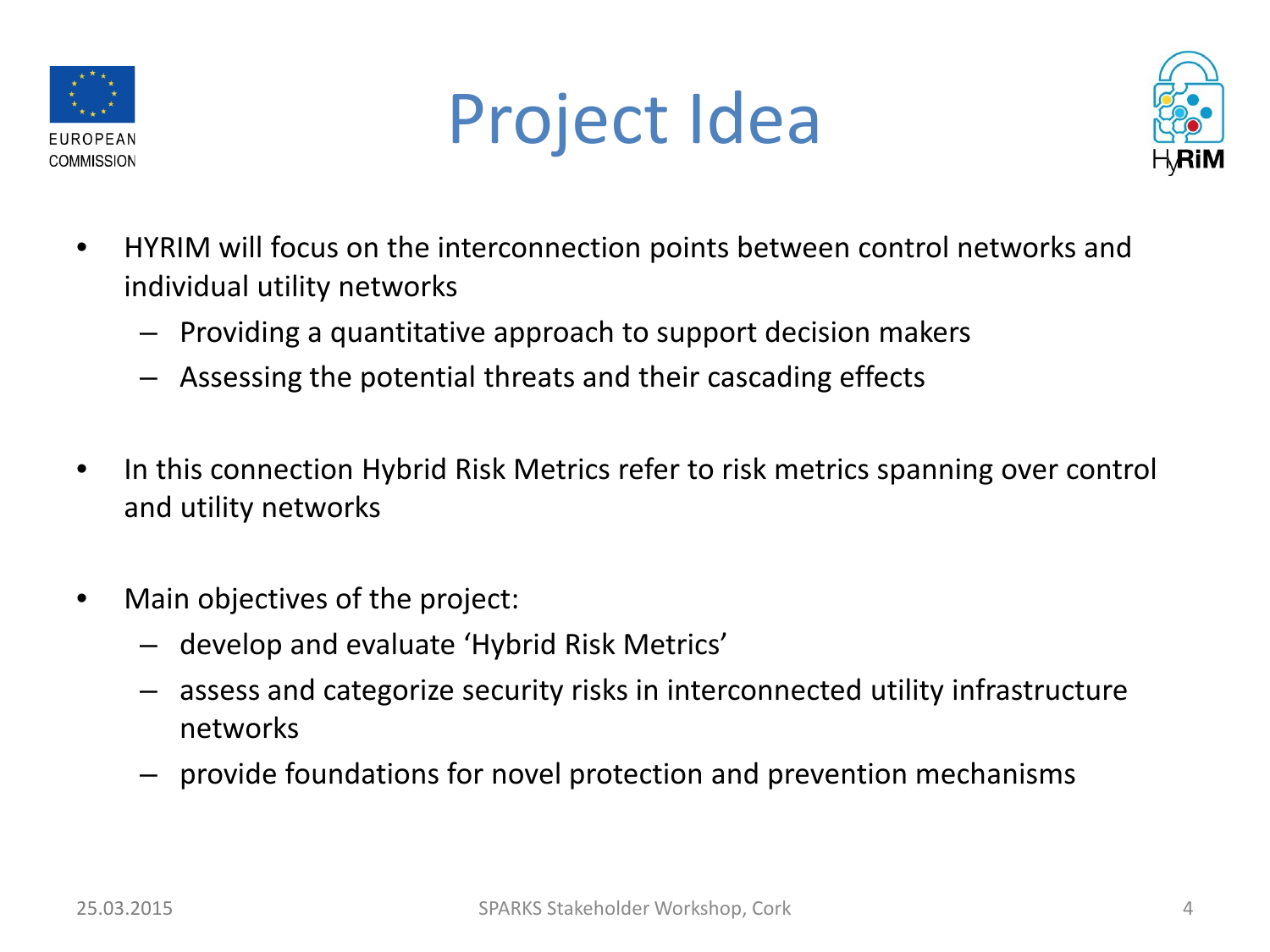# Project Idea

- HYRIM will focus on the interconnection points between control networks and individual utility networks
  - Providing a quantitative approach to support decision makers
  - Assessing the potential threats and their cascading effects

- In this connection Hybrid Risk Metrics refer to risk metrics spanning over control and utility networks

- Main objectives of the project:
  - develop and evaluate 'Hybrid Risk Metrics'
  - assess and categorize security risks in interconnected utility infrastructure networks
  - provide foundations for novel protection and prevention mechanisms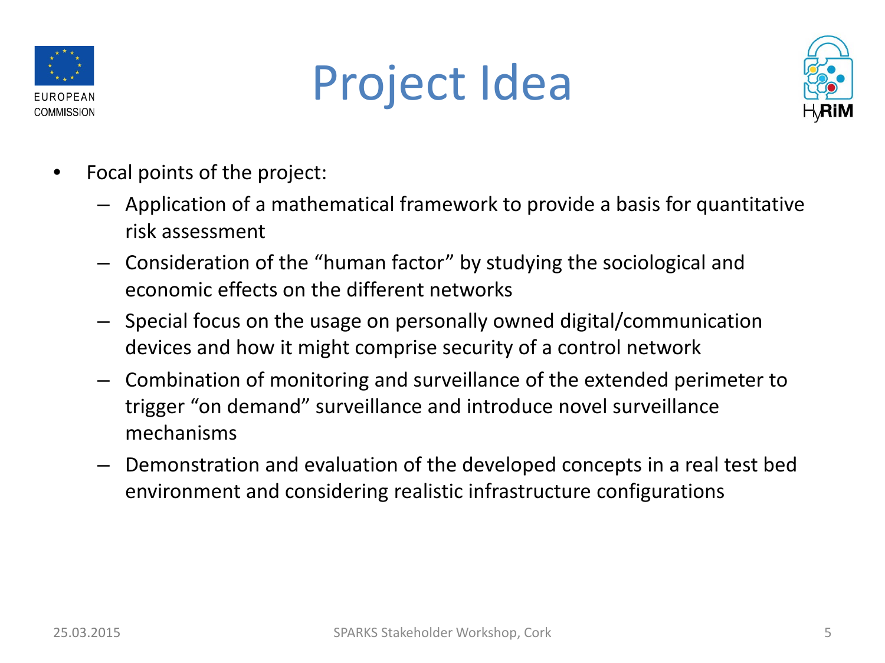# Project Idea

- Focal points of the project:
  - Application of a mathematical framework to provide a basis for quantitative risk assessment
  - Consideration of the “human factor” by studying the sociological and economic effects on the different networks
  - Special focus on the usage on personally owned digital/communication devices and how it might comprise security of a control network
  - Combination of monitoring and surveillance of the extended perimeter to trigger “on demand” surveillance and introduce novel surveillance mechanisms
  - Demonstration and evaluation of the developed concepts in a real test bed environment and considering realistic infrastructure configurations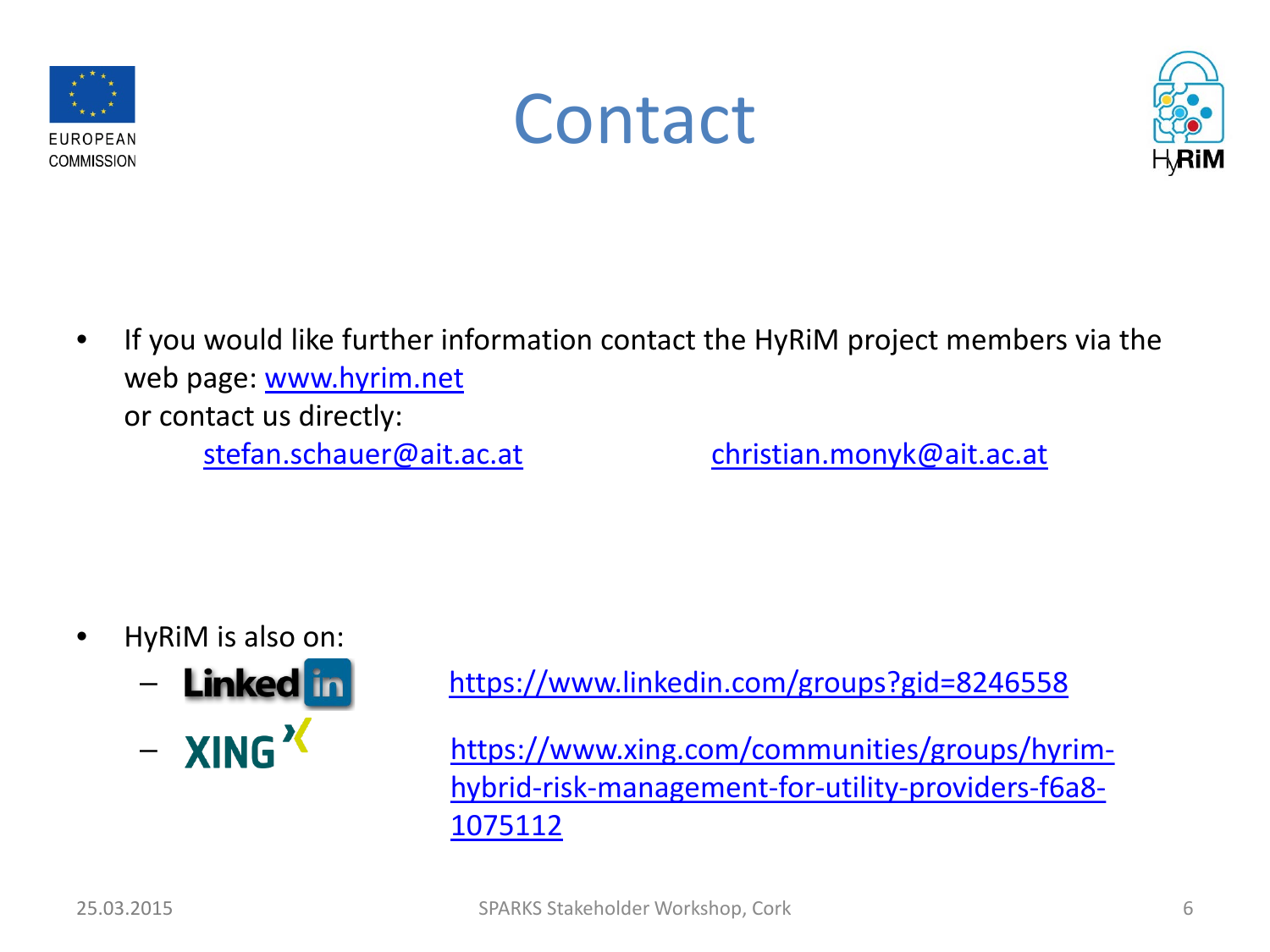# Contact

- If you would like further information contact the HyRiM project members via the web page: www.hyrim.net
  or contact us directly:
  stefan.schauer@ait.ac.at christian.monyk@ait.ac.at

- HyRiM is also on:
  - LinkedIn https://www.linkedin.com/groups?gid=8246558
  - XING https://www.xing.com/communities/groups/hyrim-hybrid-risk-management-for-utility-providers-f6a8-1075112